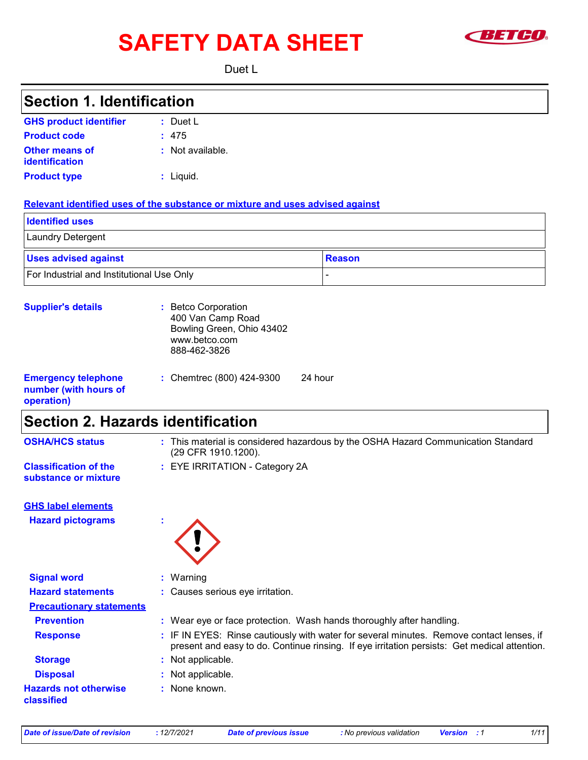# SAFETY DATA SHEET

Duet L

## Section 1. Identification

**GHS product identifier** : Duet L

**Product code** : 475

**Other means of identification** : Not available.

**Product type** : Liquid.

**Relevant identified uses of the substance or mixture and uses advised against**

| Identified uses |
|---|
| Laundry Detergent |

| Uses advised against | Reason |
|---|---|
| For Industrial and Institutional Use Only | - |

**Supplier's details** : Betco Corporation
400 Van Camp Road
Bowling Green, Ohio 43402
www.betco.com
888-462-3826

**Emergency telephone number (with hours of operation)** : Chemtrec (800) 424-9300 24 hour

## Section 2. Hazards identification

**OSHA/HCS status** : This material is considered hazardous by the OSHA Hazard Communication Standard (29 CFR 1910.1200).

**Classification of the substance or mixture** : EYE IRRITATION - Category 2A

**GHS label elements**

**Hazard pictograms** :

**Signal word** : Warning

**Hazard statements** : Causes serious eye irritation.

**Precautionary statements**

**Prevention** : Wear eye or face protection. Wash hands thoroughly after handling.

**Response** : IF IN EYES: Rinse cautiously with water for several minutes. Remove contact lenses, if present and easy to do. Continue rinsing. If eye irritation persists: Get medical attention.

**Storage** : Not applicable.

**Disposal** : Not applicable.

**Hazards not otherwise classified** : None known.

*Date of issue/Date of revision* : 12/7/2021 *Date of previous issue* : No previous validation *Version* : 1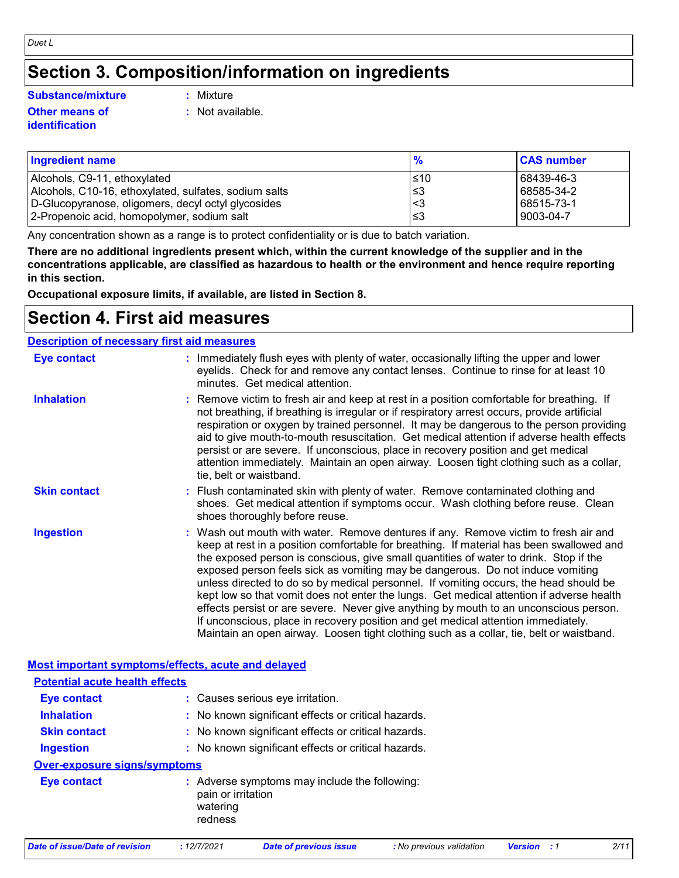# Section 3. Composition/information on ingredients

**Substance/mixture** : Mixture

**Other means of identification** : Not available.

| Ingredient name | % | CAS number |
|---|---|---|
| Alcohols, C9-11, ethoxylated | ≤10 | 68439-46-3 |
| Alcohols, C10-16, ethoxylated, sulfates, sodium salts | ≤3 | 68585-34-2 |
| D-Glucopyranose, oligomers, decyl octyl glycosides | <3 | 68515-73-1 |
| 2-Propenoic acid, homopolymer, sodium salt | ≤3 | 9003-04-7 |

Any concentration shown as a range is to protect confidentiality or is due to batch variation.

**There are no additional ingredients present which, within the current knowledge of the supplier and in the concentrations applicable, are classified as hazardous to health or the environment and hence require reporting in this section.**

**Occupational exposure limits, if available, are listed in Section 8.**

# Section 4. First aid measures

## Description of necessary first aid measures

**Eye contact** : Immediately flush eyes with plenty of water, occasionally lifting the upper and lower eyelids. Check for and remove any contact lenses. Continue to rinse for at least 10 minutes. Get medical attention.

**Inhalation** : Remove victim to fresh air and keep at rest in a position comfortable for breathing. If not breathing, if breathing is irregular or if respiratory arrest occurs, provide artificial respiration or oxygen by trained personnel. It may be dangerous to the person providing aid to give mouth-to-mouth resuscitation. Get medical attention if adverse health effects persist or are severe. If unconscious, place in recovery position and get medical attention immediately. Maintain an open airway. Loosen tight clothing such as a collar, tie, belt or waistband.

**Skin contact** : Flush contaminated skin with plenty of water. Remove contaminated clothing and shoes. Get medical attention if symptoms occur. Wash clothing before reuse. Clean shoes thoroughly before reuse.

**Ingestion** : Wash out mouth with water. Remove dentures if any. Remove victim to fresh air and keep at rest in a position comfortable for breathing. If material has been swallowed and the exposed person is conscious, give small quantities of water to drink. Stop if the exposed person feels sick as vomiting may be dangerous. Do not induce vomiting unless directed to do so by medical personnel. If vomiting occurs, the head should be kept low so that vomit does not enter the lungs. Get medical attention if adverse health effects persist or are severe. Never give anything by mouth to an unconscious person. If unconscious, place in recovery position and get medical attention immediately. Maintain an open airway. Loosen tight clothing such as a collar, tie, belt or waistband.

## Most important symptoms/effects, acute and delayed

### Potential acute health effects

**Eye contact** : Causes serious eye irritation.

**Inhalation** : No known significant effects or critical hazards.

**Skin contact** : No known significant effects or critical hazards.

**Ingestion** : No known significant effects or critical hazards.

### Over-exposure signs/symptoms

**Eye contact** : Adverse symptoms may include the following:
pain or irritation
watering
redness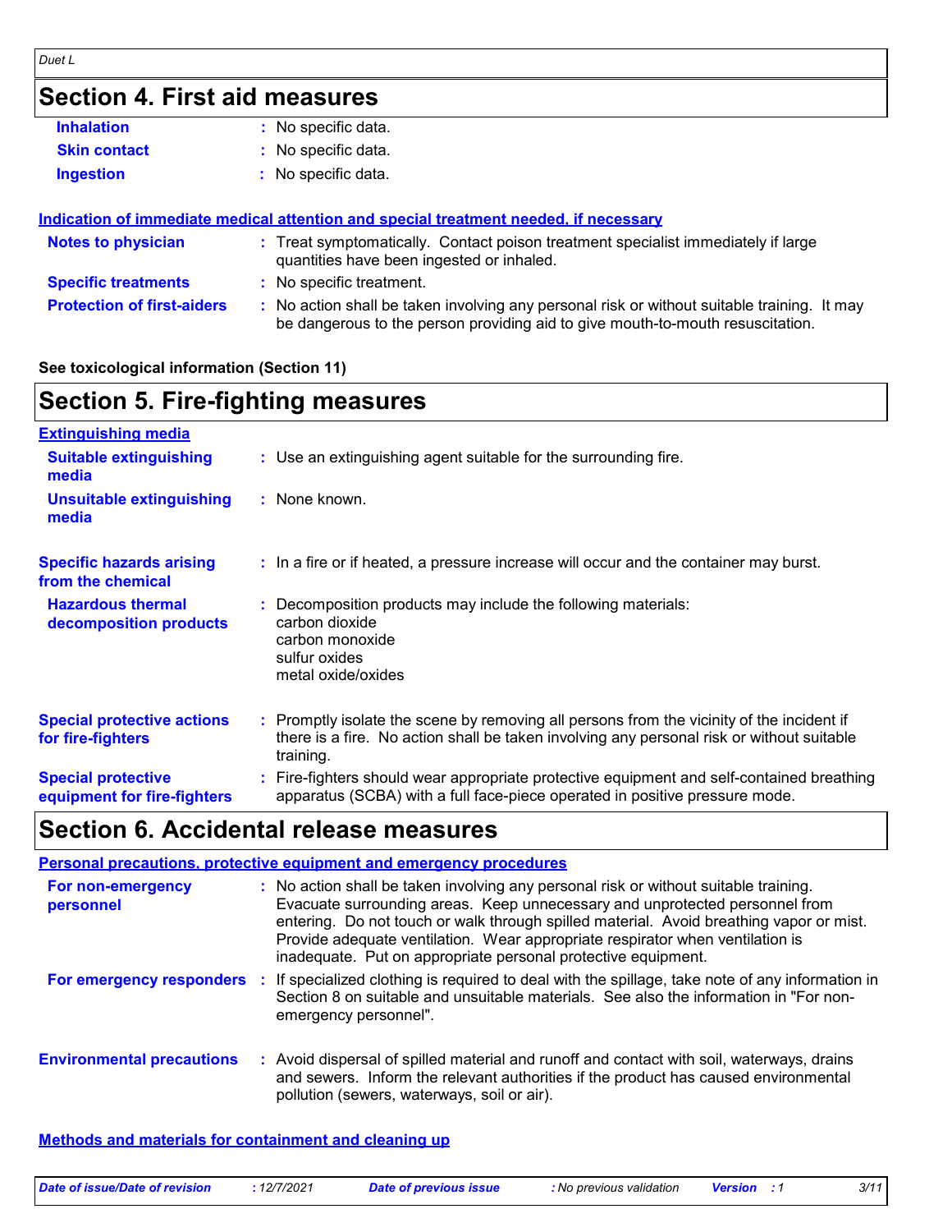## Section 4. First aid measures

**Inhalation** : No specific data.

**Skin contact** : No specific data.

**Ingestion** : No specific data.

**Indication of immediate medical attention and special treatment needed, if necessary**

**Notes to physician** : Treat symptomatically. Contact poison treatment specialist immediately if large quantities have been ingested or inhaled.

**Specific treatments** : No specific treatment.

**Protection of first-aiders** : No action shall be taken involving any personal risk or without suitable training. It may be dangerous to the person providing aid to give mouth-to-mouth resuscitation.

**See toxicological information (Section 11)**

## Section 5. Fire-fighting measures

**Extinguishing media**

**Suitable extinguishing media** : Use an extinguishing agent suitable for the surrounding fire.

**Unsuitable extinguishing media** : None known.

**Specific hazards arising from the chemical** : In a fire or if heated, a pressure increase will occur and the container may burst.

**Hazardous thermal decomposition products** : Decomposition products may include the following materials:
carbon dioxide
carbon monoxide
sulfur oxides
metal oxide/oxides

**Special protective actions for fire-fighters** : Promptly isolate the scene by removing all persons from the vicinity of the incident if there is a fire. No action shall be taken involving any personal risk or without suitable training.

**Special protective equipment for fire-fighters** : Fire-fighters should wear appropriate protective equipment and self-contained breathing apparatus (SCBA) with a full face-piece operated in positive pressure mode.

## Section 6. Accidental release measures

**Personal precautions, protective equipment and emergency procedures**

**For non-emergency personnel** : No action shall be taken involving any personal risk or without suitable training. Evacuate surrounding areas. Keep unnecessary and unprotected personnel from entering. Do not touch or walk through spilled material. Avoid breathing vapor or mist. Provide adequate ventilation. Wear appropriate respirator when ventilation is inadequate. Put on appropriate personal protective equipment.

**For emergency responders** : If specialized clothing is required to deal with the spillage, take note of any information in Section 8 on suitable and unsuitable materials. See also the information in "For non-emergency personnel".

**Environmental precautions** : Avoid dispersal of spilled material and runoff and contact with soil, waterways, drains and sewers. Inform the relevant authorities if the product has caused environmental pollution (sewers, waterways, soil or air).

**Methods and materials for containment and cleaning up**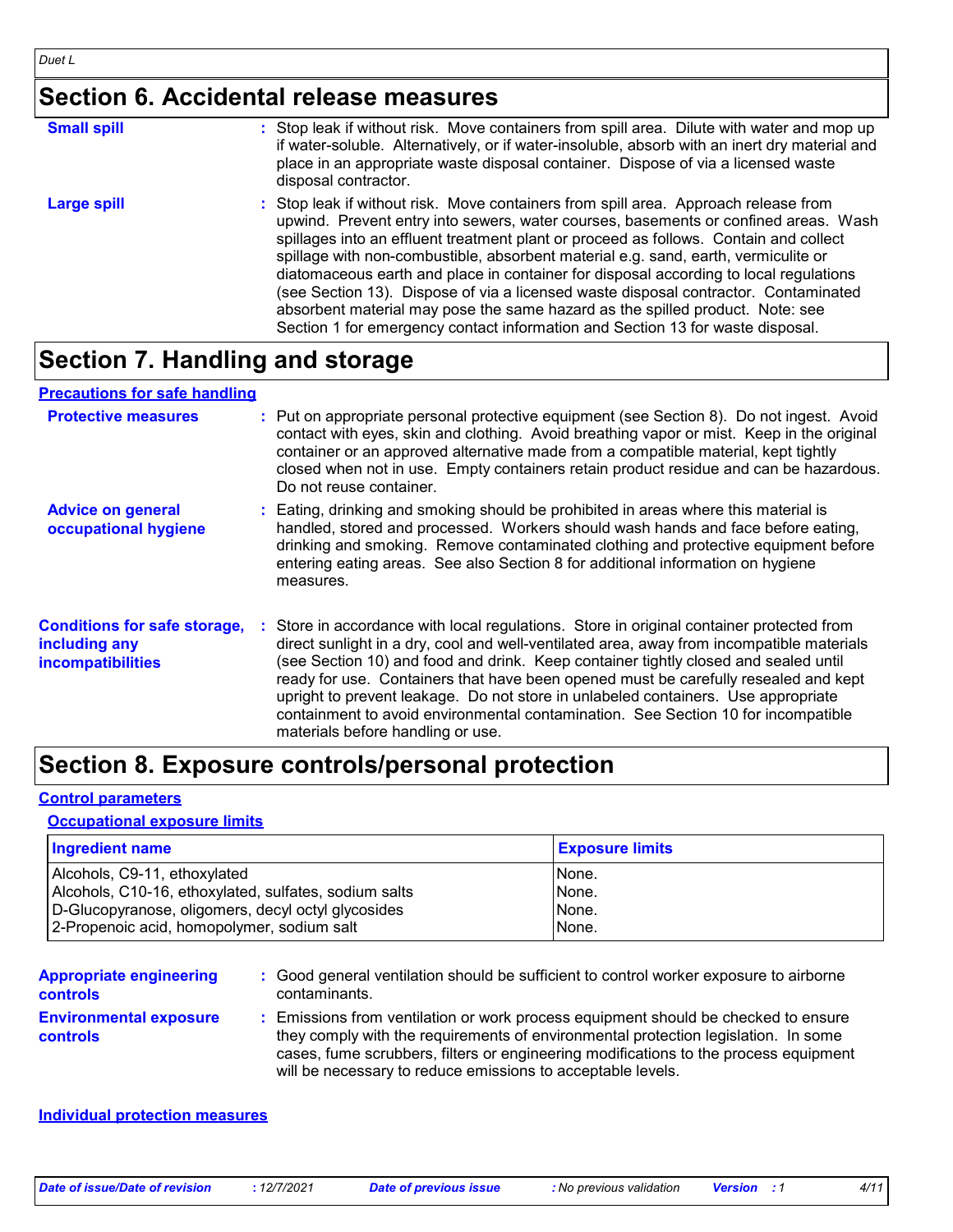## Section 6. Accidental release measures

**Small spill** : Stop leak if without risk. Move containers from spill area. Dilute with water and mop up if water-soluble. Alternatively, or if water-insoluble, absorb with an inert dry material and place in an appropriate waste disposal container. Dispose of via a licensed waste disposal contractor.

**Large spill** : Stop leak if without risk. Move containers from spill area. Approach release from upwind. Prevent entry into sewers, water courses, basements or confined areas. Wash spillages into an effluent treatment plant or proceed as follows. Contain and collect spillage with non-combustible, absorbent material e.g. sand, earth, vermiculite or diatomaceous earth and place in container for disposal according to local regulations (see Section 13). Dispose of via a licensed waste disposal contractor. Contaminated absorbent material may pose the same hazard as the spilled product. Note: see Section 1 for emergency contact information and Section 13 for waste disposal.

## Section 7. Handling and storage

### Precautions for safe handling

**Protective measures** : Put on appropriate personal protective equipment (see Section 8). Do not ingest. Avoid contact with eyes, skin and clothing. Avoid breathing vapor or mist. Keep in the original container or an approved alternative made from a compatible material, kept tightly closed when not in use. Empty containers retain product residue and can be hazardous. Do not reuse container.

**Advice on general occupational hygiene** : Eating, drinking and smoking should be prohibited in areas where this material is handled, stored and processed. Workers should wash hands and face before eating, drinking and smoking. Remove contaminated clothing and protective equipment before entering eating areas. See also Section 8 for additional information on hygiene measures.

**Conditions for safe storage, including any incompatibilities** : Store in accordance with local regulations. Store in original container protected from direct sunlight in a dry, cool and well-ventilated area, away from incompatible materials (see Section 10) and food and drink. Keep container tightly closed and sealed until ready for use. Containers that have been opened must be carefully resealed and kept upright to prevent leakage. Do not store in unlabeled containers. Use appropriate containment to avoid environmental contamination. See Section 10 for incompatible materials before handling or use.

## Section 8. Exposure controls/personal protection

### Control parameters

#### Occupational exposure limits

| Ingredient name | Exposure limits |
|---|---|
| Alcohols, C9-11, ethoxylated | None. |
| Alcohols, C10-16, ethoxylated, sulfates, sodium salts | None. |
| D-Glucopyranose, oligomers, decyl octyl glycosides | None. |
| 2-Propenoic acid, homopolymer, sodium salt | None. |

**Appropriate engineering controls** : Good general ventilation should be sufficient to control worker exposure to airborne contaminants.

**Environmental exposure controls** : Emissions from ventilation or work process equipment should be checked to ensure they comply with the requirements of environmental protection legislation. In some cases, fume scrubbers, filters or engineering modifications to the process equipment will be necessary to reduce emissions to acceptable levels.

### Individual protection measures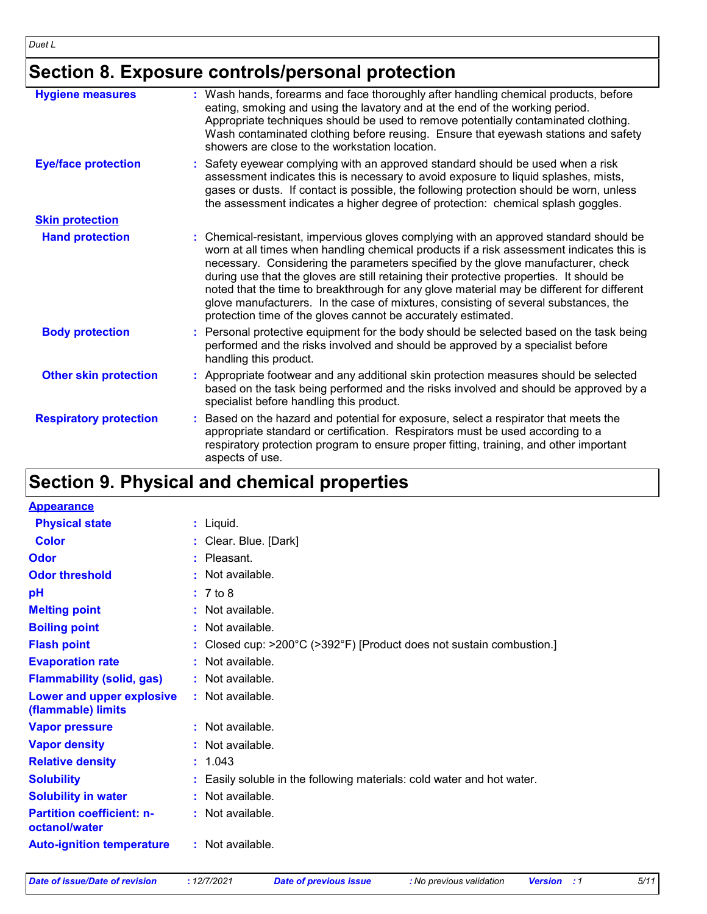## Section 8. Exposure controls/personal protection

**Hygiene measures** : Wash hands, forearms and face thoroughly after handling chemical products, before eating, smoking and using the lavatory and at the end of the working period. Appropriate techniques should be used to remove potentially contaminated clothing. Wash contaminated clothing before reusing. Ensure that eyewash stations and safety showers are close to the workstation location.

**Eye/face protection** : Safety eyewear complying with an approved standard should be used when a risk assessment indicates this is necessary to avoid exposure to liquid splashes, mists, gases or dusts. If contact is possible, the following protection should be worn, unless the assessment indicates a higher degree of protection: chemical splash goggles.

**Skin protection**

**Hand protection** : Chemical-resistant, impervious gloves complying with an approved standard should be worn at all times when handling chemical products if a risk assessment indicates this is necessary. Considering the parameters specified by the glove manufacturer, check during use that the gloves are still retaining their protective properties. It should be noted that the time to breakthrough for any glove material may be different for different glove manufacturers. In the case of mixtures, consisting of several substances, the protection time of the gloves cannot be accurately estimated.

**Body protection** : Personal protective equipment for the body should be selected based on the task being performed and the risks involved and should be approved by a specialist before handling this product.

**Other skin protection** : Appropriate footwear and any additional skin protection measures should be selected based on the task being performed and the risks involved and should be approved by a specialist before handling this product.

**Respiratory protection** : Based on the hazard and potential for exposure, select a respirator that meets the appropriate standard or certification. Respirators must be used according to a respiratory protection program to ensure proper fitting, training, and other important aspects of use.

## Section 9. Physical and chemical properties

**Appearance**

| | |
|---|---|
| **Physical state** | : Liquid. |
| **Color** | : Clear. Blue. [Dark] |
| **Odor** | : Pleasant. |
| **Odor threshold** | : Not available. |
| **pH** | : 7 to 8 |
| **Melting point** | : Not available. |
| **Boiling point** | : Not available. |
| **Flash point** | : Closed cup: >200°C (>392°F) [Product does not sustain combustion.] |
| **Evaporation rate** | : Not available. |
| **Flammability (solid, gas)** | : Not available. |
| **Lower and upper explosive (flammable) limits** | : Not available. |
| **Vapor pressure** | : Not available. |
| **Vapor density** | : Not available. |
| **Relative density** | : 1.043 |
| **Solubility** | : Easily soluble in the following materials: cold water and hot water. |
| **Solubility in water** | : Not available. |
| **Partition coefficient: n-octanol/water** | : Not available. |
| **Auto-ignition temperature** | : Not available. |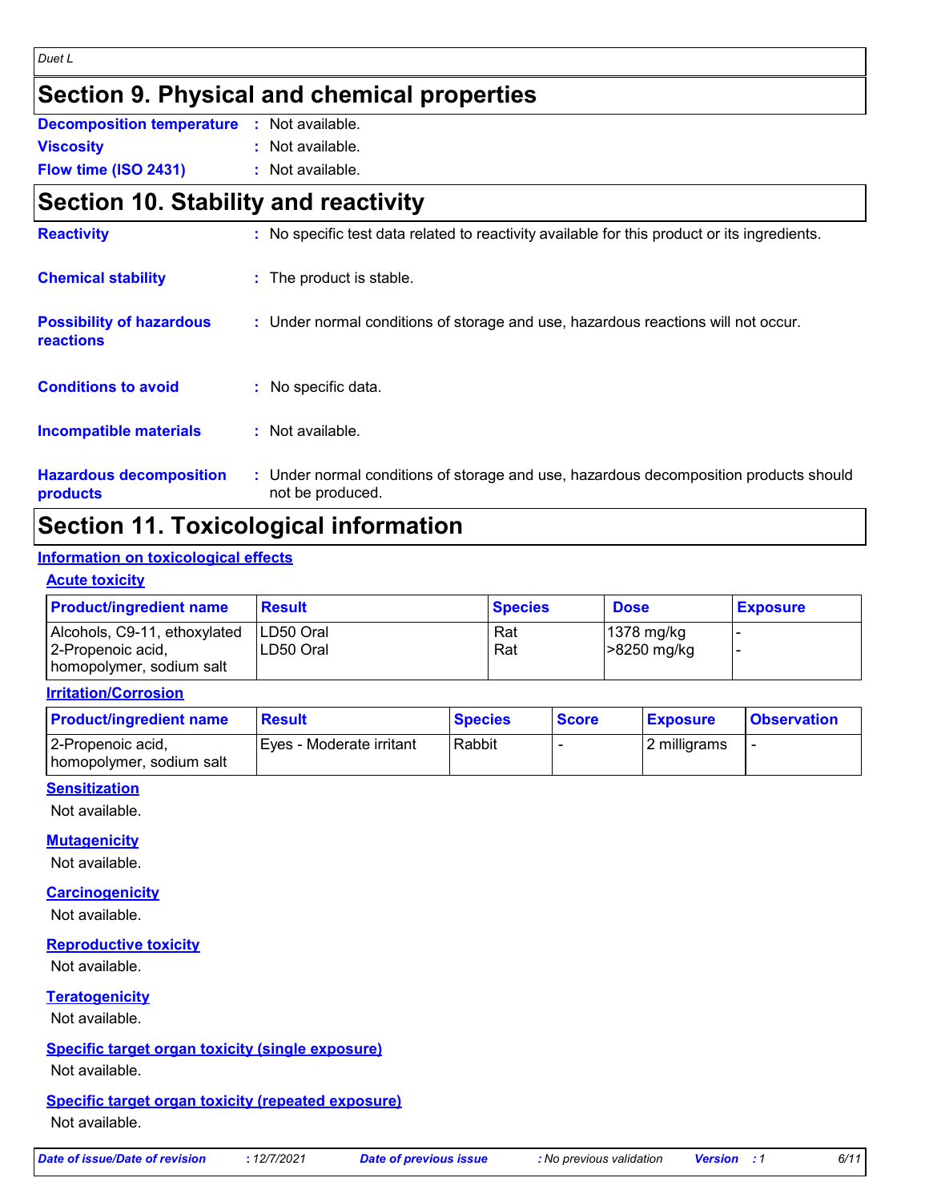# Section 9. Physical and chemical properties

**Decomposition temperature** : Not available.

**Viscosity** : Not available.

**Flow time (ISO 2431)** : Not available.

# Section 10. Stability and reactivity

**Reactivity** : No specific test data related to reactivity available for this product or its ingredients.

**Chemical stability** : The product is stable.

**Possibility of hazardous reactions** : Under normal conditions of storage and use, hazardous reactions will not occur.

**Conditions to avoid** : No specific data.

**Incompatible materials** : Not available.

**Hazardous decomposition products** : Under normal conditions of storage and use, hazardous decomposition products should not be produced.

# Section 11. Toxicological information

## Information on toxicological effects

### Acute toxicity

| Product/ingredient name | Result | Species | Dose | Exposure |
|---|---|---|---|---|
| Alcohols, C9-11, ethoxylated | LD50 Oral | Rat | 1378 mg/kg | - |
| 2-Propenoic acid, homopolymer, sodium salt | LD50 Oral | Rat | >8250 mg/kg | - |

### Irritation/Corrosion

| Product/ingredient name | Result | Species | Score | Exposure | Observation |
|---|---|---|---|---|---|
| 2-Propenoic acid, homopolymer, sodium salt | Eyes - Moderate irritant | Rabbit | - | 2 milligrams | - |

### Sensitization

Not available.

### Mutagenicity

Not available.

### Carcinogenicity

Not available.

### Reproductive toxicity

Not available.

### Teratogenicity

Not available.

### Specific target organ toxicity (single exposure)

Not available.

### Specific target organ toxicity (repeated exposure)

Not available.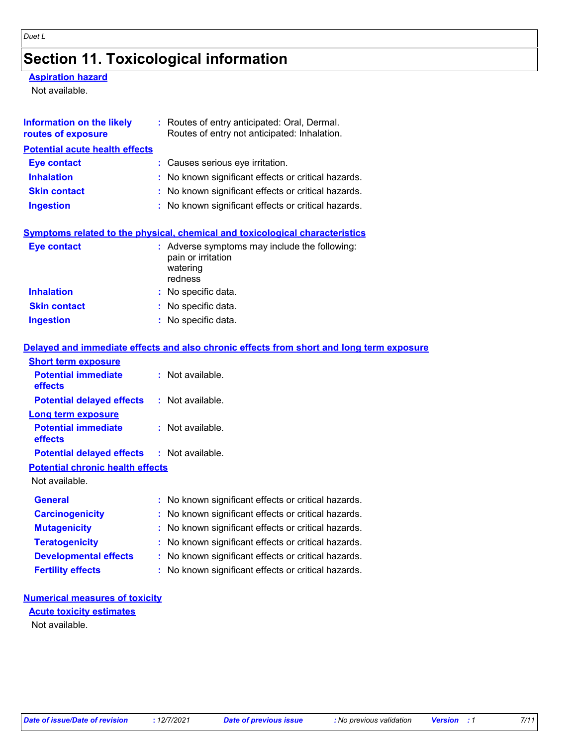# Section 11. Toxicological information

**Aspiration hazard**

Not available.

**Information on the likely routes of exposure** : Routes of entry anticipated: Oral, Dermal.
Routes of entry not anticipated: Inhalation.

**Potential acute health effects**

| | |
|---|---|
| **Eye contact** | : Causes serious eye irritation. |
| **Inhalation** | : No known significant effects or critical hazards. |
| **Skin contact** | : No known significant effects or critical hazards. |
| **Ingestion** | : No known significant effects or critical hazards. |

**Symptoms related to the physical, chemical and toxicological characteristics**

| | |
|---|---|
| **Eye contact** | : Adverse symptoms may include the following: pain or irritation watering redness |
| **Inhalation** | : No specific data. |
| **Skin contact** | : No specific data. |
| **Ingestion** | : No specific data. |

**Delayed and immediate effects and also chronic effects from short and long term exposure**

**Short term exposure**

| | |
|---|---|
| **Potential immediate effects** | : Not available. |
| **Potential delayed effects** | : Not available. |

**Long term exposure**

| | |
|---|---|
| **Potential immediate effects** | : Not available. |
| **Potential delayed effects** | : Not available. |

**Potential chronic health effects**

Not available.

| | |
|---|---|
| **General** | : No known significant effects or critical hazards. |
| **Carcinogenicity** | : No known significant effects or critical hazards. |
| **Mutagenicity** | : No known significant effects or critical hazards. |
| **Teratogenicity** | : No known significant effects or critical hazards. |
| **Developmental effects** | : No known significant effects or critical hazards. |
| **Fertility effects** | : No known significant effects or critical hazards. |

**Numerical measures of toxicity**

**Acute toxicity estimates**

Not available.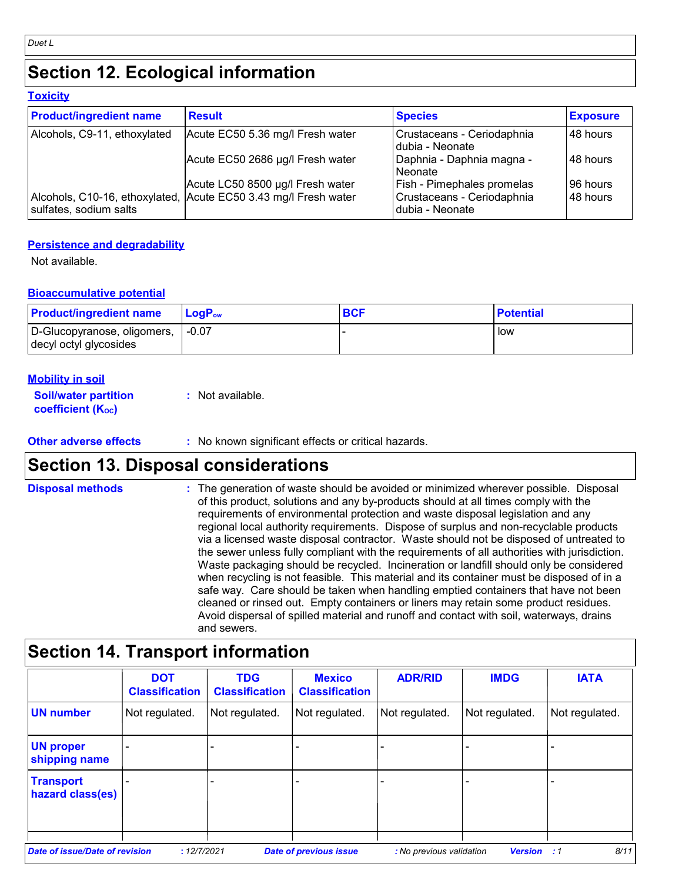# Section 12. Ecological information

### Toxicity

| Product/ingredient name | Result | Species | Exposure |
|---|---|---|---|
| Alcohols, C9-11, ethoxylated | Acute EC50 5.36 mg/l Fresh water | Crustaceans - Ceriodaphnia dubia - Neonate | 48 hours |
| | Acute EC50 2686 µg/l Fresh water | Daphnia - Daphnia magna - Neonate | 48 hours |
| | Acute LC50 8500 µg/l Fresh water | Fish - Pimephales promelas | 96 hours |
| Alcohols, C10-16, ethoxylated, sulfates, sodium salts | Acute EC50 3.43 mg/l Fresh water | Crustaceans - Ceriodaphnia dubia - Neonate | 48 hours |

### Persistence and degradability

Not available.

### Bioaccumulative potential

| Product/ingredient name | $LogP_{ow}$ | BCF | Potential |
|---|---|---|---|
| D-Glucopyranose, oligomers, decyl octyl glycosides | -0.07 | - | low |

### Mobility in soil

**Soil/water partition coefficient ($K_{OC}$)** : Not available.

**Other adverse effects** : No known significant effects or critical hazards.

# Section 13. Disposal considerations

**Disposal methods** : The generation of waste should be avoided or minimized wherever possible. Disposal of this product, solutions and any by-products should at all times comply with the requirements of environmental protection and waste disposal legislation and any regional local authority requirements. Dispose of surplus and non-recyclable products via a licensed waste disposal contractor. Waste should not be disposed of untreated to the sewer unless fully compliant with the requirements of all authorities with jurisdiction. Waste packaging should be recycled. Incineration or landfill should only be considered when recycling is not feasible. This material and its container must be disposed of in a safe way. Care should be taken when handling emptied containers that have not been cleaned or rinsed out. Empty containers or liners may retain some product residues. Avoid dispersal of spilled material and runoff and contact with soil, waterways, drains and sewers.

# Section 14. Transport information

| | DOT Classification | TDG Classification | Mexico Classification | ADR/RID | IMDG | IATA |
|---|---|---|---|---|---|---|
| UN number | Not regulated. | Not regulated. | Not regulated. | Not regulated. | Not regulated. | Not regulated. |
| UN proper shipping name | - | - | - | - | - | - |
| Transport hazard class(es) | - | - | - | - | - | - |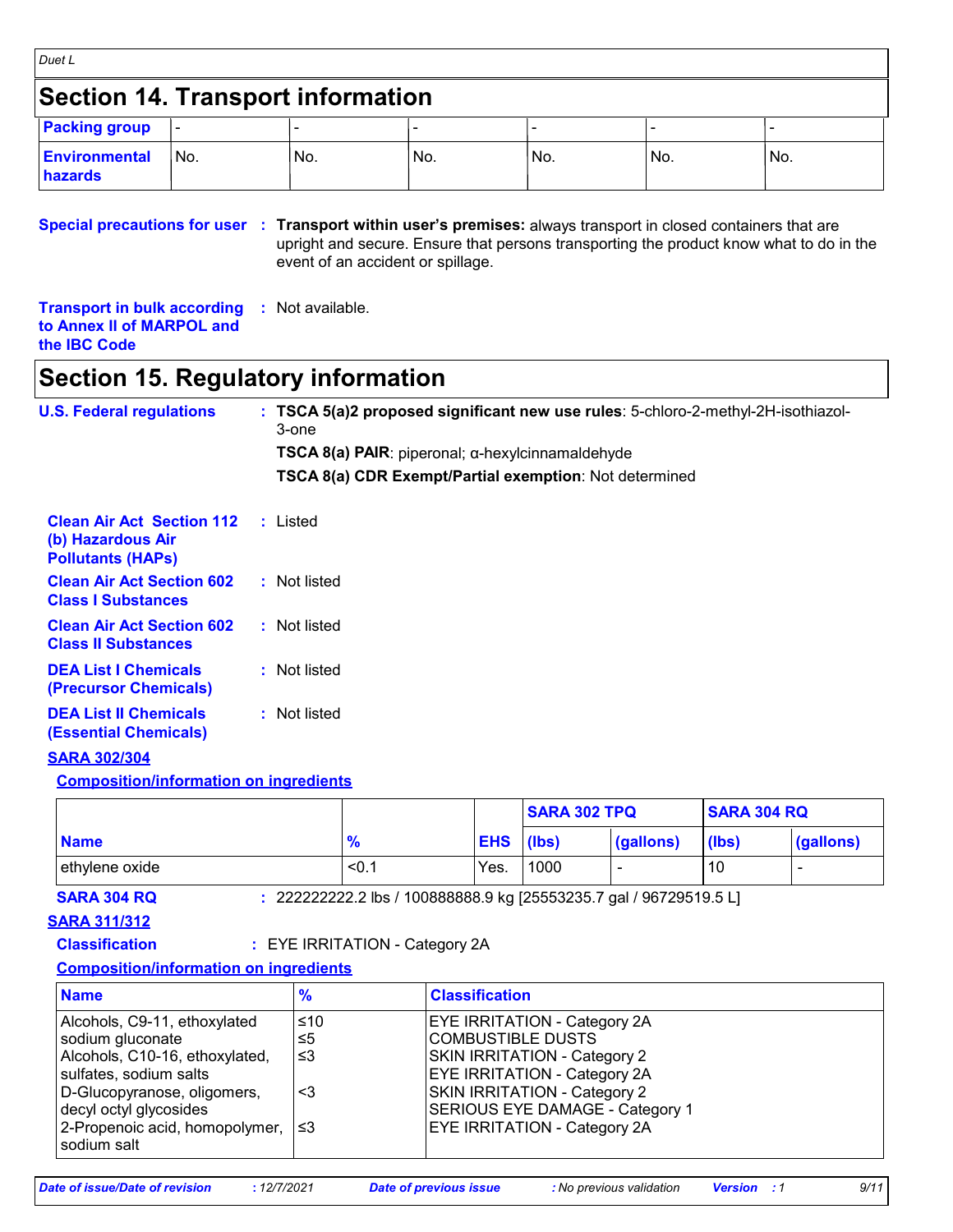## Section 14. Transport information

| Packing group | - | - | - | - | - | - |
|---|---|---|---|---|---|---|
| Environmental hazards | No. | No. | No. | No. | No. | No. |

**Special precautions for user** : **Transport within user's premises:** always transport in closed containers that are upright and secure. Ensure that persons transporting the product know what to do in the event of an accident or spillage.

**Transport in bulk according to Annex II of MARPOL and the IBC Code** : Not available.

## Section 15. Regulatory information

**U.S. Federal regulations** : **TSCA 5(a)2 proposed significant new use rules**: 5-chloro-2-methyl-2H-isothiazol-3-one

**TSCA 8(a) PAIR**: piperonal; α-hexylcinnamaldehyde

**TSCA 8(a) CDR Exempt/Partial exemption**: Not determined

**Clean Air Act Section 112 (b) Hazardous Air Pollutants (HAPs)** : Listed

**Clean Air Act Section 602 Class I Substances** : Not listed

**Clean Air Act Section 602 Class II Substances** : Not listed

**DEA List I Chemicals (Precursor Chemicals)** : Not listed

**DEA List II Chemicals (Essential Chemicals)** : Not listed

**SARA 302/304**

**Composition/information on ingredients**

| | | | SARA 302 TPQ | | SARA 304 RQ | |
|---|---|---|---|---|---|---|
| Name | % | EHS | (lbs) | (gallons) | (lbs) | (gallons) |
| ethylene oxide | <0.1 | Yes. | 1000 | - | 10 | - |

**SARA 304 RQ** : 222222222.2 lbs / 100888888.9 kg [25553235.7 gal / 96729519.5 L]

**SARA 311/312**

**Classification** : EYE IRRITATION - Category 2A

**Composition/information on ingredients**

| Name | % | Classification |
|---|---|---|
| Alcohols, C9-11, ethoxylated | ≤10 | EYE IRRITATION - Category 2A |
| sodium gluconate | ≤5 | COMBUSTIBLE DUSTS |
| Alcohols, C10-16, ethoxylated, sulfates, sodium salts | ≤3 | SKIN IRRITATION - Category 2<br>EYE IRRITATION - Category 2A |
| D-Glucopyranose, oligomers, decyl octyl glycosides | <3 | SKIN IRRITATION - Category 2<br>SERIOUS EYE DAMAGE - Category 1 |
| 2-Propenoic acid, homopolymer, sodium salt | ≤3 | EYE IRRITATION - Category 2A |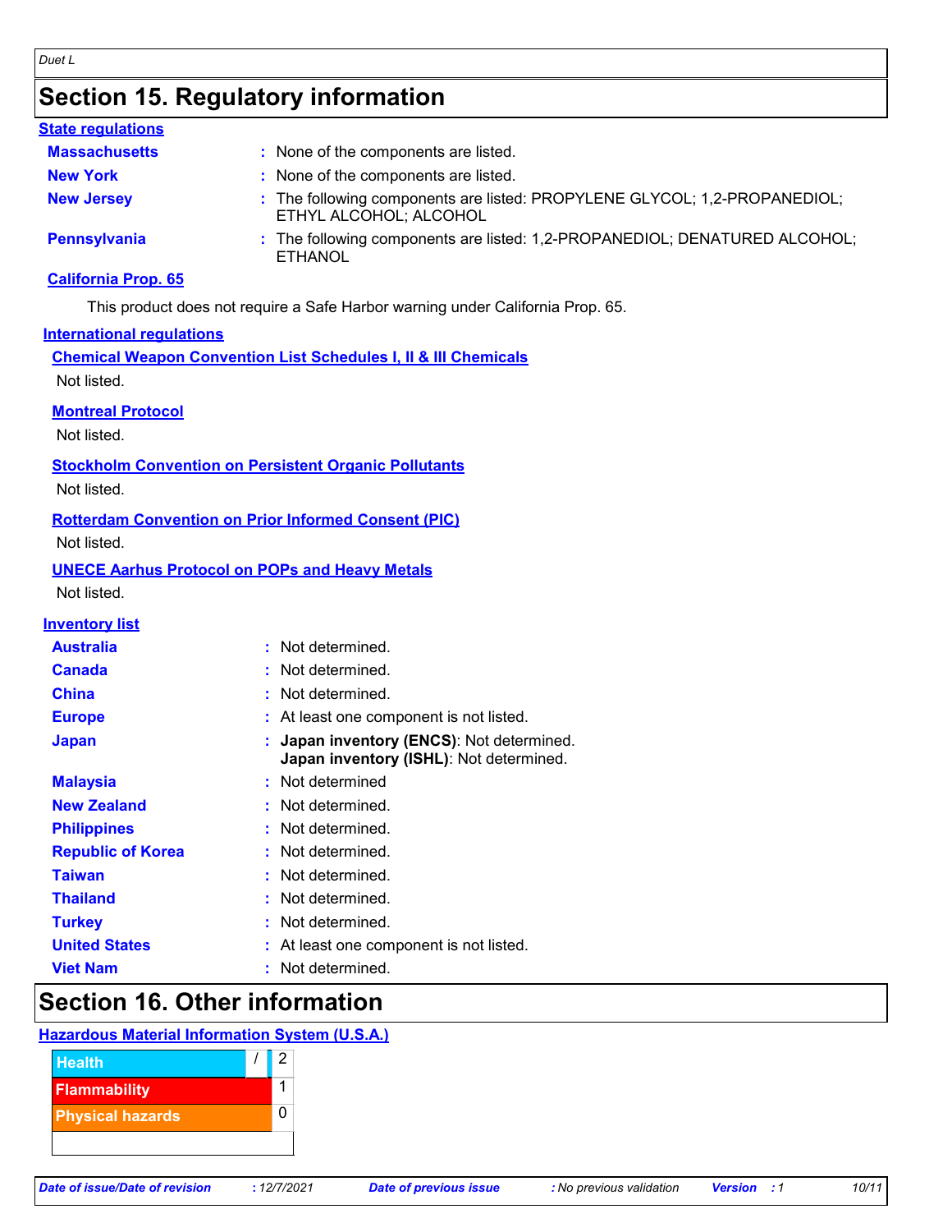# Section 15. Regulatory information

**State regulations**

| | |
|---|---|
| **Massachusetts** | : None of the components are listed. |
| **New York** | : None of the components are listed. |
| **New Jersey** | : The following components are listed: PROPYLENE GLYCOL; 1,2-PROPANEDIOL; ETHYL ALCOHOL; ALCOHOL |
| **Pennsylvania** | : The following components are listed: 1,2-PROPANEDIOL; DENATURED ALCOHOL; ETHANOL |

**California Prop. 65**

This product does not require a Safe Harbor warning under California Prop. 65.

**International regulations**

**Chemical Weapon Convention List Schedules I, II & III Chemicals**

Not listed.

**Montreal Protocol**

Not listed.

**Stockholm Convention on Persistent Organic Pollutants**

Not listed.

**Rotterdam Convention on Prior Informed Consent (PIC)**

Not listed.

**UNECE Aarhus Protocol on POPs and Heavy Metals**

Not listed.

**Inventory list**

| | |
|---|---|
| **Australia** | : Not determined. |
| **Canada** | : Not determined. |
| **China** | : Not determined. |
| **Europe** | : At least one component is not listed. |
| **Japan** | : **Japan inventory (ENCS)**: Not determined. **Japan inventory (ISHL)**: Not determined. |
| **Malaysia** | : Not determined |
| **New Zealand** | : Not determined. |
| **Philippines** | : Not determined. |
| **Republic of Korea** | : Not determined. |
| **Taiwan** | : Not determined. |
| **Thailand** | : Not determined. |
| **Turkey** | : Not determined. |
| **United States** | : At least one component is not listed. |
| **Viet Nam** | : Not determined. |

# Section 16. Other information

**Hazardous Material Information System (U.S.A.)**

| | |
|---|---|
| Health / | 2 |
| Flammability | 1 |
| Physical hazards | 0 |
| | |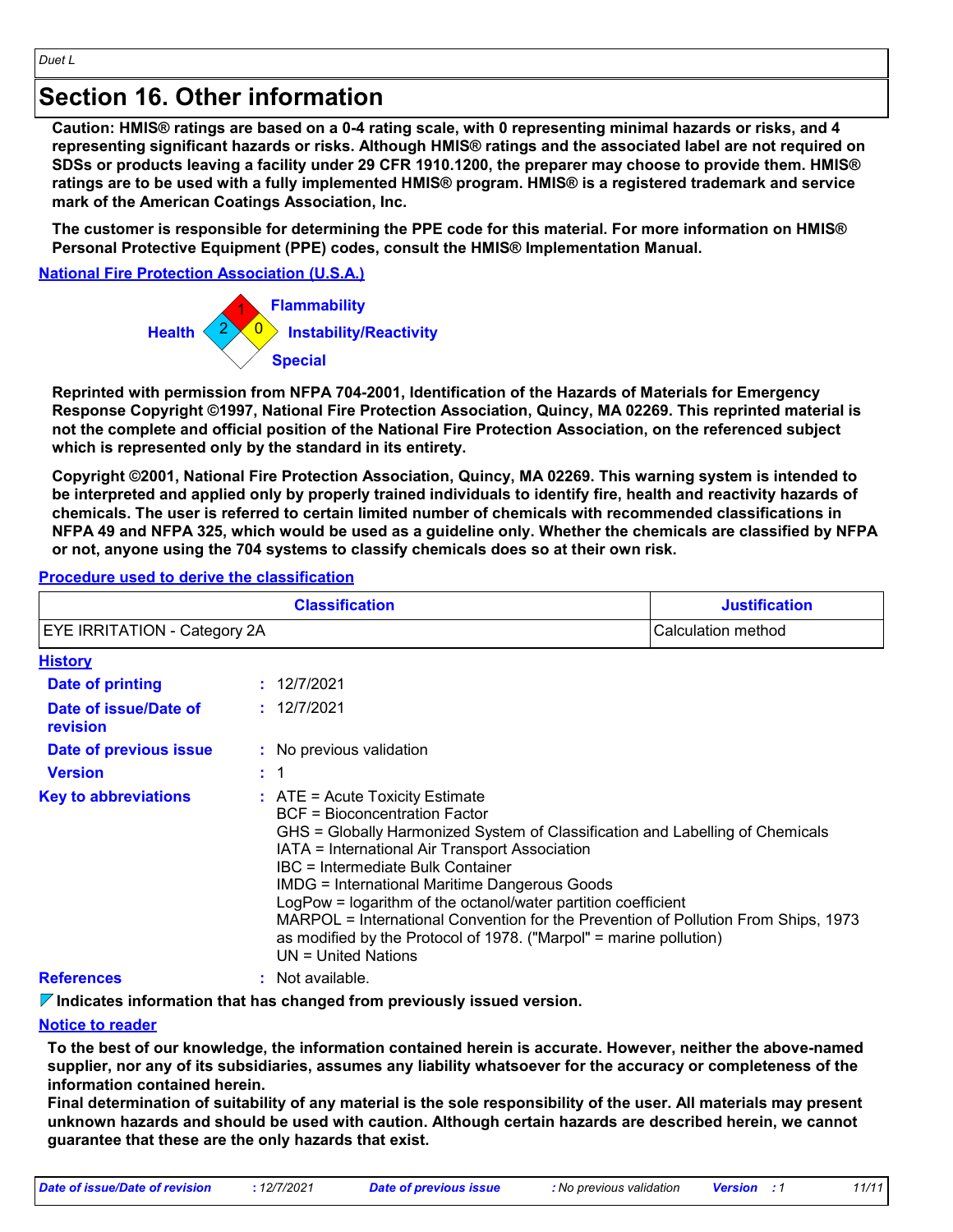# Section 16. Other information

**Caution: HMIS® ratings are based on a 0-4 rating scale, with 0 representing minimal hazards or risks, and 4 representing significant hazards or risks. Although HMIS® ratings and the associated label are not required on SDSs or products leaving a facility under 29 CFR 1910.1200, the preparer may choose to provide them. HMIS® ratings are to be used with a fully implemented HMIS® program. HMIS® is a registered trademark and service mark of the American Coatings Association, Inc.**

**The customer is responsible for determining the PPE code for this material. For more information on HMIS® Personal Protective Equipment (PPE) codes, consult the HMIS® Implementation Manual.**

**National Fire Protection Association (U.S.A.)**

Flammability: 1
Health: 2
Instability/Reactivity: 0
Special

**Reprinted with permission from NFPA 704-2001, Identification of the Hazards of Materials for Emergency Response Copyright ©1997, National Fire Protection Association, Quincy, MA 02269. This reprinted material is not the complete and official position of the National Fire Protection Association, on the referenced subject which is represented only by the standard in its entirety.**

**Copyright ©2001, National Fire Protection Association, Quincy, MA 02269. This warning system is intended to be interpreted and applied only by properly trained individuals to identify fire, health and reactivity hazards of chemicals. The user is referred to certain limited number of chemicals with recommended classifications in NFPA 49 and NFPA 325, which would be used as a guideline only. Whether the chemicals are classified by NFPA or not, anyone using the 704 systems to classify chemicals does so at their own risk.**

**Procedure used to derive the classification**

| Classification | Justification |
|---|---|
| EYE IRRITATION - Category 2A | Calculation method |

**History**

**Date of printing** : 12/7/2021

**Date of issue/Date of revision** : 12/7/2021

**Date of previous issue** : No previous validation

**Version** : 1

**Key to abbreviations** :
ATE = Acute Toxicity Estimate
BCF = Bioconcentration Factor
GHS = Globally Harmonized System of Classification and Labelling of Chemicals
IATA = International Air Transport Association
IBC = Intermediate Bulk Container
IMDG = International Maritime Dangerous Goods
LogPow = logarithm of the octanol/water partition coefficient
MARPOL = International Convention for the Prevention of Pollution From Ships, 1973 as modified by the Protocol of 1978. ("Marpol" = marine pollution)
UN = United Nations

**References** : Not available.

**Indicates information that has changed from previously issued version.**

**Notice to reader**

**To the best of our knowledge, the information contained herein is accurate. However, neither the above-named supplier, nor any of its subsidiaries, assumes any liability whatsoever for the accuracy or completeness of the information contained herein.**
**Final determination of suitability of any material is the sole responsibility of the user. All materials may present unknown hazards and should be used with caution. Although certain hazards are described herein, we cannot guarantee that these are the only hazards that exist.**